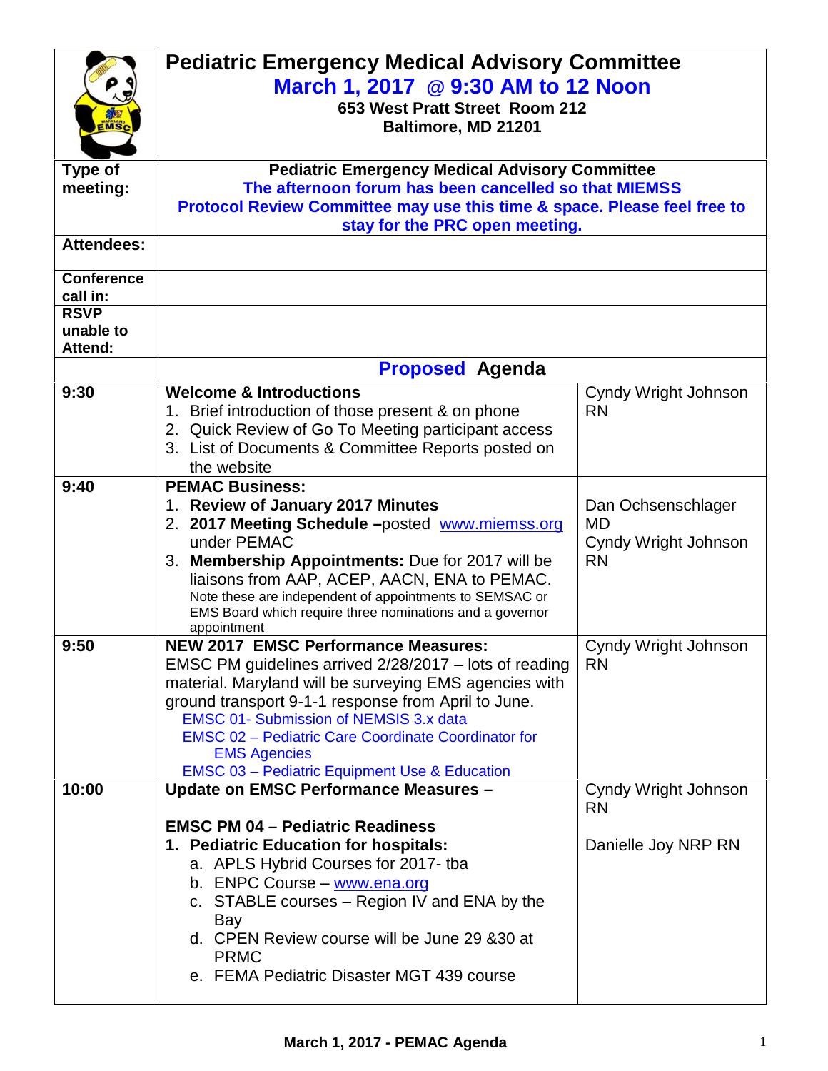# Pediatric Emergency Medical Advisory Committee

**March 1, 2017 @ 9:30 AM to 12 Noon**

**653 West Pratt Street Room 212**
**Baltimore, MD 21201**

| | |
|---|---|
| **Type of meeting:** | **Pediatric Emergency Medical Advisory Committee** **The afternoon forum has been cancelled so that MIEMSS Protocol Review Committee may use this time & space. Please feel free to stay for the PRC open meeting.** |
| **Attendees:** | |
| **Conference call in:** | |
| **RSVP unable to Attend:** | |

## Proposed Agenda

| Time | Item | Presenter |
|---|---|---|
| 9:30 | **Welcome & Introductions**<br>1. Brief introduction of those present & on phone<br>2. Quick Review of Go To Meeting participant access<br>3. List of Documents & Committee Reports posted on the website | Cyndy Wright Johnson RN |
| 9:40 | **PEMAC Business:**<br>1. **Review of January 2017 Minutes**<br>2. **2017 Meeting Schedule** –posted www.miemss.org under PEMAC<br>3. **Membership Appointments:** Due for 2017 will be liaisons from AAP, ACEP, AACN, ENA to PEMAC. Note these are independent of appointments to SEMSAC or EMS Board which require three nominations and a governor appointment | Dan Ochsenschlager MD<br>Cyndy Wright Johnson RN |
| 9:50 | **NEW 2017 EMSC Performance Measures:**<br>EMSC PM guidelines arrived 2/28/2017 – lots of reading material. Maryland will be surveying EMS agencies with ground transport 9-1-1 response from April to June.<br>EMSC 01- Submission of NEMSIS 3.x data<br>EMSC 02 – Pediatric Care Coordinate Coordinator for EMS Agencies<br>EMSC 03 – Pediatric Equipment Use & Education | Cyndy Wright Johnson RN |
| 10:00 | **Update on EMSC Performance Measures –**<br><br>**EMSC PM 04 – Pediatric Readiness**<br>1. **Pediatric Education for hospitals:**<br>a. APLS Hybrid Courses for 2017- tba<br>b. ENPC Course – www.ena.org<br>c. STABLE courses – Region IV and ENA by the Bay<br>d. CPEN Review course will be June 29 &30 at PRMC<br>e. FEMA Pediatric Disaster MGT 439 course | Cyndy Wright Johnson RN<br><br>Danielle Joy NRP RN |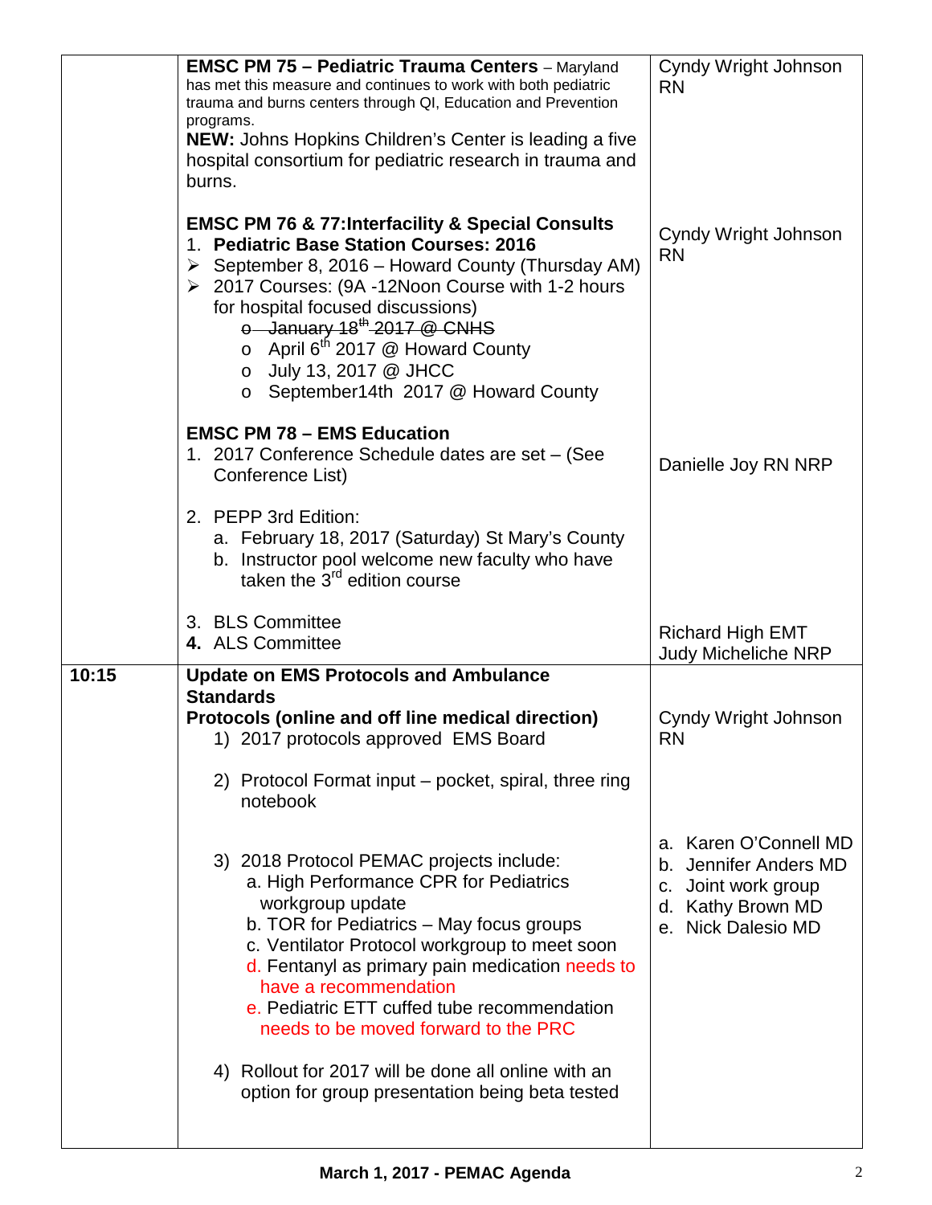| | | |
|---|---|---|
| | **EMSC PM 75 – Pediatric Trauma Centers** – Maryland has met this measure and continues to work with both pediatric trauma and burns centers through QI, Education and Prevention programs.<br>**NEW:** Johns Hopkins Children's Center is leading a five hospital consortium for pediatric research in trauma and burns.<br><br>**EMSC PM 76 & 77:Interfacility & Special Consults**<br>1. **Pediatric Base Station Courses: 2016**<br>➢ September 8, 2016 – Howard County (Thursday AM)<br>➢ 2017 Courses: (9A -12Noon Course with 1-2 hours for hospital focused discussions)<br>o ~~January 18th 2017 @ CNHS~~<br>o April 6th 2017 @ Howard County<br>o July 13, 2017 @ JHCC<br>o September14th 2017 @ Howard County<br><br>**EMSC PM 78 – EMS Education**<br>1. 2017 Conference Schedule dates are set – (See Conference List)<br><br>2. PEPP 3rd Edition:<br>a. February 18, 2017 (Saturday) St Mary's County<br>b. Instructor pool welcome new faculty who have taken the 3rd edition course<br><br>3. BLS Committee<br>**4.** ALS Committee | Cyndy Wright Johnson RN<br><br>Cyndy Wright Johnson RN<br><br>Danielle Joy RN NRP<br><br>Richard High EMT<br>Judy Micheliche NRP |
| **10:15** | **Update on EMS Protocols and Ambulance Standards**<br>**Protocols (online and off line medical direction)**<br>1) 2017 protocols approved EMS Board<br><br>2) Protocol Format input – pocket, spiral, three ring notebook<br><br>3) 2018 Protocol PEMAC projects include:<br>a. High Performance CPR for Pediatrics workgroup update<br>b. TOR for Pediatrics – May focus groups<br>c. Ventilator Protocol workgroup to meet soon<br>d. Fentanyl as primary pain medication needs to have a recommendation<br>e. Pediatric ETT cuffed tube recommendation needs to be moved forward to the PRC<br><br>4) Rollout for 2017 will be done all online with an option for group presentation being beta tested | Cyndy Wright Johnson RN<br><br>a. Karen O'Connell MD<br>b. Jennifer Anders MD<br>c. Joint work group<br>d. Kathy Brown MD<br>e. Nick Dalesio MD |

**March 1, 2017 - PEMAC Agenda**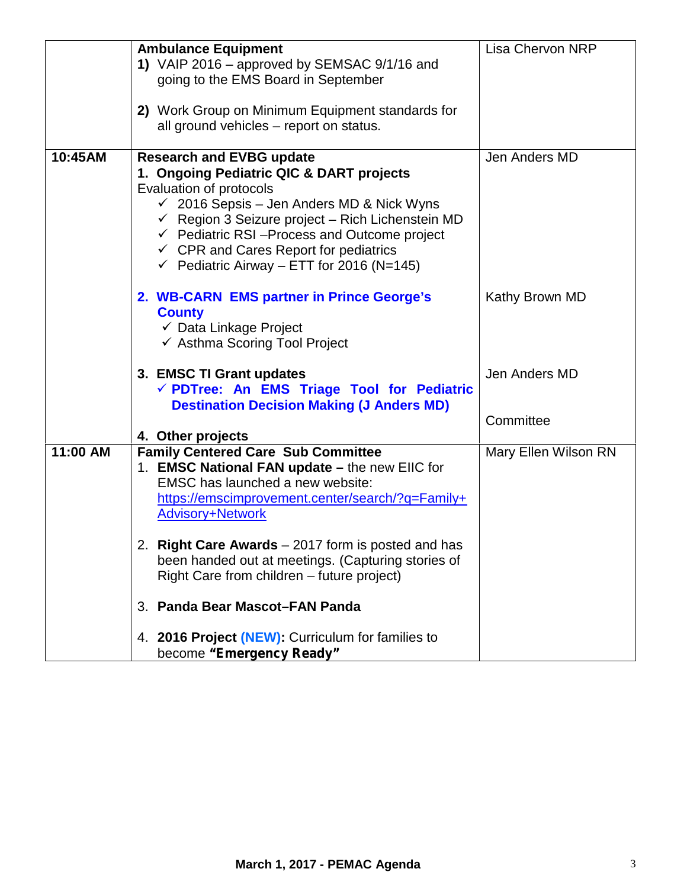| | | |
|---|---|---|
| | **Ambulance Equipment**<br>**1)** VAIP 2016 – approved by SEMSAC 9/1/16 and going to the EMS Board in September<br><br>**2)** Work Group on Minimum Equipment standards for all ground vehicles – report on status. | Lisa Chervon NRP |
| **10:45AM** | **Research and EVBG update**<br>**1. Ongoing Pediatric QIC & DART projects**<br>Evaluation of protocols<br>✓ 2016 Sepsis – Jen Anders MD & Nick Wyns<br>✓ Region 3 Seizure project – Rich Lichenstein MD<br>✓ Pediatric RSI –Process and Outcome project<br>✓ CPR and Cares Report for pediatrics<br>✓ Pediatric Airway – ETT for 2016 (N=145)<br><br>**2. WB-CARN EMS partner in Prince George's County**<br>✓ Data Linkage Project<br>✓ Asthma Scoring Tool Project<br><br>**3. EMSC TI Grant updates**<br>✓ **PDTree: An EMS Triage Tool for Pediatric Destination Decision Making (J Anders MD)**<br><br>**4. Other projects** | Jen Anders MD<br><br><br><br><br><br><br><br>Kathy Brown MD<br><br><br><br>Jen Anders MD<br><br><br>Committee |
| **11:00 AM** | **Family Centered Care Sub Committee**<br>1. **EMSC National FAN update –** the new EIIC for EMSC has launched a new website: https://emscimprovement.center/search/?q=Family+Advisory+Network<br><br>2. **Right Care Awards** – 2017 form is posted and has been handed out at meetings. (Capturing stories of Right Care from children – future project)<br><br>3. **Panda Bear Mascot–FAN Panda**<br><br>4. **2016 Project (NEW):** Curriculum for families to become **"Emergency Ready"** | Mary Ellen Wilson RN |

**March 1, 2017 - PEMAC Agenda**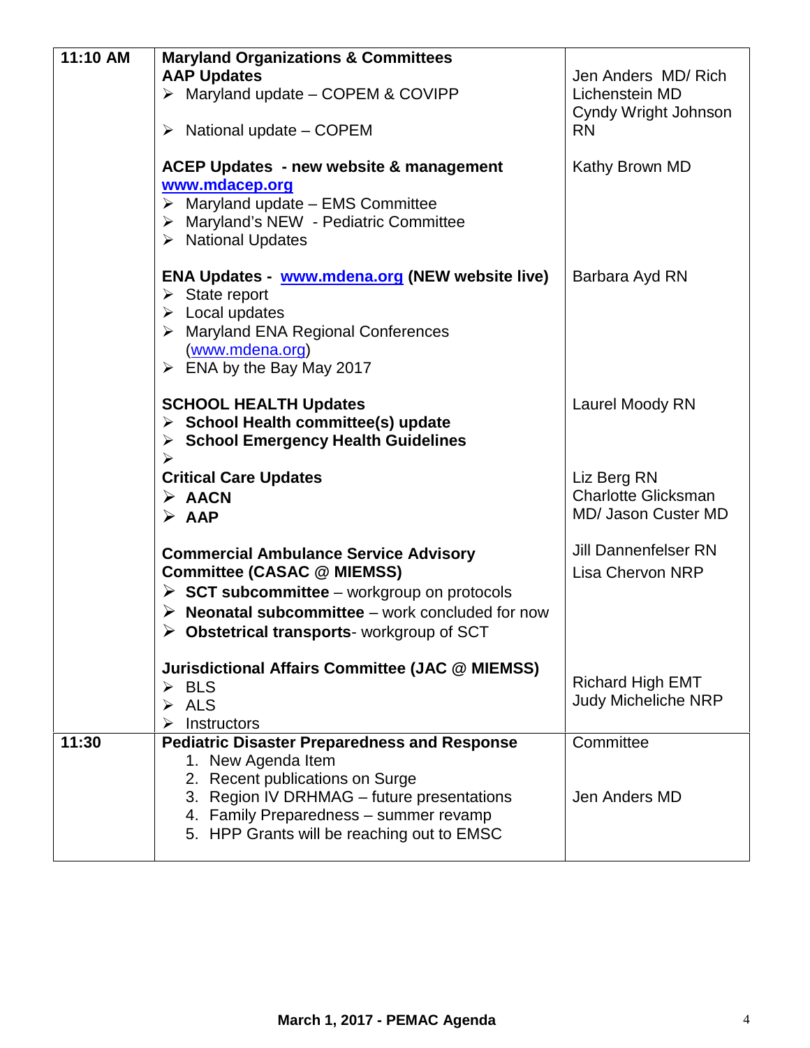| 11:10 AM | **Maryland Organizations & Committees**<br>**AAP Updates**<br>➢ Maryland update – COPEM & COVIPP<br>➢ National update – COPEM<br><br>**ACEP Updates - new website & management** **www.mdacep.org**<br>➢ Maryland update – EMS Committee<br>➢ Maryland's NEW - Pediatric Committee<br>➢ National Updates<br><br>**ENA Updates - www.mdena.org (NEW website live)**<br>➢ State report<br>➢ Local updates<br>➢ Maryland ENA Regional Conferences (www.mdena.org)<br>➢ ENA by the Bay May 2017<br><br>**SCHOOL HEALTH Updates**<br>➢ **School Health committee(s) update**<br>➢ **School Emergency Health Guidelines**<br>➢<br>**Critical Care Updates**<br>➢ **AACN**<br>➢ **AAP**<br><br>**Commercial Ambulance Service Advisory Committee (CASAC @ MIEMSS)**<br>➢ **SCT subcommittee** – workgroup on protocols<br>➢ **Neonatal subcommittee** – work concluded for now<br>➢ **Obstetrical transports**- workgroup of SCT<br><br>**Jurisdictional Affairs Committee (JAC @ MIEMSS)**<br>➢ BLS<br>➢ ALS<br>➢ Instructors | Jen Anders MD/ Rich Lichenstein MD<br>Cyndy Wright Johnson RN<br><br>Kathy Brown MD<br><br>Barbara Ayd RN<br><br>Laurel Moody RN<br><br>Liz Berg RN<br>Charlotte Glicksman MD/ Jason Custer MD<br><br>Jill Dannenfelser RN<br>Lisa Chervon NRP<br><br>Richard High EMT<br>Judy Micheliche NRP |
|---|---|---|
| 11:30 | **Pediatric Disaster Preparedness and Response**<br>1. New Agenda Item<br>2. Recent publications on Surge<br>3. Region IV DRHMAG – future presentations<br>4. Family Preparedness – summer revamp<br>5. HPP Grants will be reaching out to EMSC | Committee<br><br>Jen Anders MD |

**March 1, 2017 - PEMAC Agenda**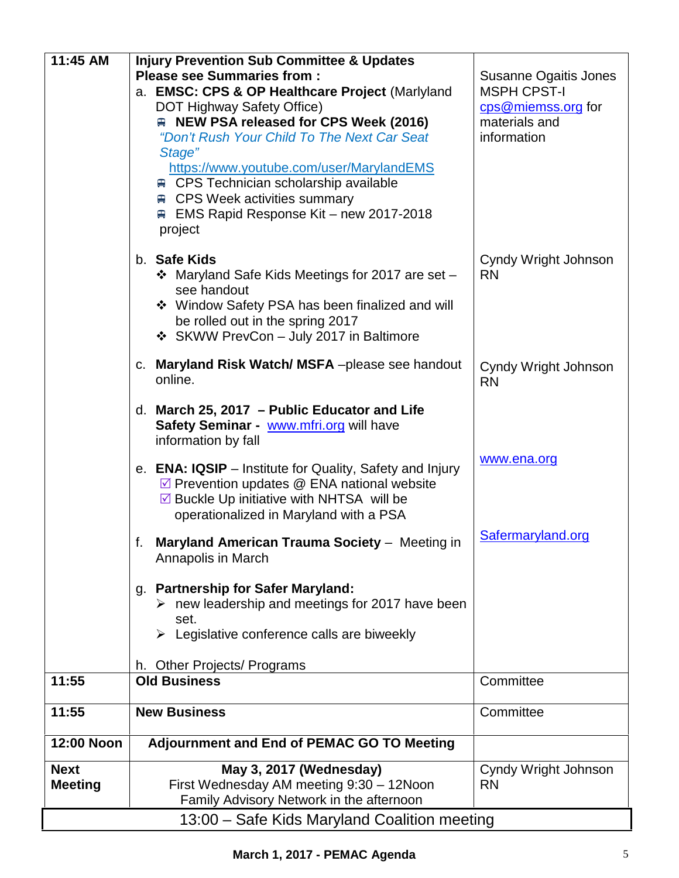| | | |
|---|---|---|
| **11:45 AM** | **Injury Prevention Sub Committee & Updates**<br>**Please see Summaries from :**<br>a. **EMSC: CPS & OP Healthcare Project** (Marlyland DOT Highway Safety Office)<br>- **NEW PSA released for CPS Week (2016)** *"Don't Rush Your Child To The Next Car Seat Stage"* https://www.youtube.com/user/MarylandEMS<br>- CPS Technician scholarship available<br>- CPS Week activities summary<br>- EMS Rapid Response Kit – new 2017-2018 project | Susanne Ogaitis Jones MSPH CPST-I cps@miemss.org for materials and information |
| | b. **Safe Kids**<br>❖ Maryland Safe Kids Meetings for 2017 are set – see handout<br>❖ Window Safety PSA has been finalized and will be rolled out in the spring 2017<br>❖ SKWW PrevCon – July 2017 in Baltimore | Cyndy Wright Johnson RN |
| | c. **Maryland Risk Watch/ MSFA** –please see handout online. | Cyndy Wright Johnson RN |
| | d. **March 25, 2017 – Public Educator and Life Safety Seminar -** www.mfri.org will have information by fall | |
| | e. **ENA: IQSIP** – Institute for Quality, Safety and Injury<br>☑ Prevention updates @ ENA national website<br>☑ Buckle Up initiative with NHTSA will be operationalized in Maryland with a PSA | www.ena.org |
| | f. **Maryland American Trauma Society** – Meeting in Annapolis in March | Safermaryland.org |
| | g. **Partnership for Safer Maryland:**<br>➢ new leadership and meetings for 2017 have been set.<br>➢ Legislative conference calls are biweekly | |
| | h. Other Projects/ Programs | |
| **11:55** | **Old Business** | Committee |
| **11:55** | **New Business** | Committee |
| **12:00 Noon** | **Adjournment and End of PEMAC GO TO Meeting** | |
| **Next Meeting** | **May 3, 2017 (Wednesday)**<br>First Wednesday AM meeting 9:30 – 12Noon<br>Family Advisory Network in the afternoon | Cyndy Wright Johnson RN |
| | 13:00 – Safe Kids Maryland Coalition meeting | |

**March 1, 2017 - PEMAC Agenda**